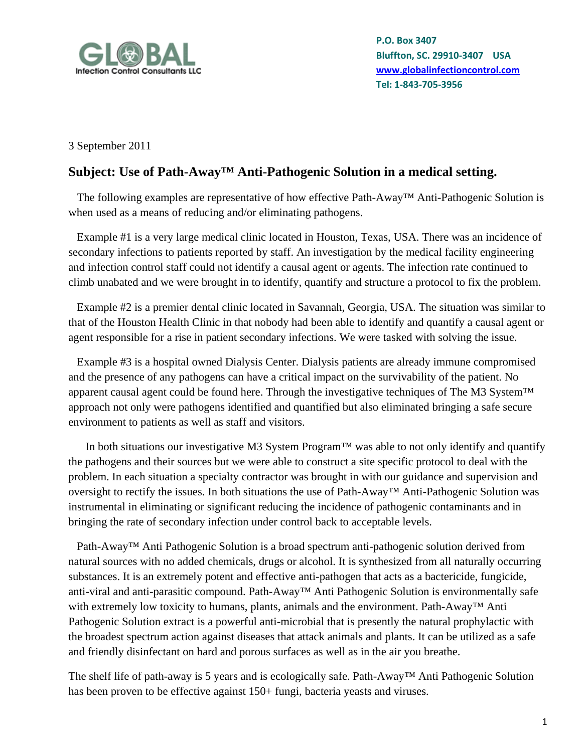GLOBAL Infection Control Consultants LLC

**P.O. Box 3407**
**Bluffton, SC. 29910-3407 USA**
**www.globalinfectioncontrol.com**
**Tel: 1-843-705-3956**

3 September 2011

## Subject: Use of Path-Away™ Anti-Pathogenic Solution in a medical setting.

The following examples are representative of how effective Path-Away™ Anti-Pathogenic Solution is when used as a means of reducing and/or eliminating pathogens.

Example #1 is a very large medical clinic located in Houston, Texas, USA. There was an incidence of secondary infections to patients reported by staff. An investigation by the medical facility engineering and infection control staff could not identify a causal agent or agents. The infection rate continued to climb unabated and we were brought in to identify, quantify and structure a protocol to fix the problem.

Example #2 is a premier dental clinic located in Savannah, Georgia, USA. The situation was similar to that of the Houston Health Clinic in that nobody had been able to identify and quantify a causal agent or agent responsible for a rise in patient secondary infections. We were tasked with solving the issue.

Example #3 is a hospital owned Dialysis Center. Dialysis patients are already immune compromised and the presence of any pathogens can have a critical impact on the survivability of the patient. No apparent causal agent could be found here. Through the investigative techniques of The M3 System™ approach not only were pathogens identified and quantified but also eliminated bringing a safe secure environment to patients as well as staff and visitors.

In both situations our investigative M3 System Program™ was able to not only identify and quantify the pathogens and their sources but we were able to construct a site specific protocol to deal with the problem. In each situation a specialty contractor was brought in with our guidance and supervision and oversight to rectify the issues. In both situations the use of Path-Away™ Anti-Pathogenic Solution was instrumental in eliminating or significant reducing the incidence of pathogenic contaminants and in bringing the rate of secondary infection under control back to acceptable levels.

Path-Away™ Anti Pathogenic Solution is a broad spectrum anti-pathogenic solution derived from natural sources with no added chemicals, drugs or alcohol. It is synthesized from all naturally occurring substances. It is an extremely potent and effective anti-pathogen that acts as a bactericide, fungicide, anti-viral and anti-parasitic compound. Path-Away™ Anti Pathogenic Solution is environmentally safe with extremely low toxicity to humans, plants, animals and the environment. Path-Away™ Anti Pathogenic Solution extract is a powerful anti-microbial that is presently the natural prophylactic with the broadest spectrum action against diseases that attack animals and plants. It can be utilized as a safe and friendly disinfectant on hard and porous surfaces as well as in the air you breathe.

The shelf life of path-away is 5 years and is ecologically safe. Path-Away™ Anti Pathogenic Solution has been proven to be effective against 150+ fungi, bacteria yeasts and viruses.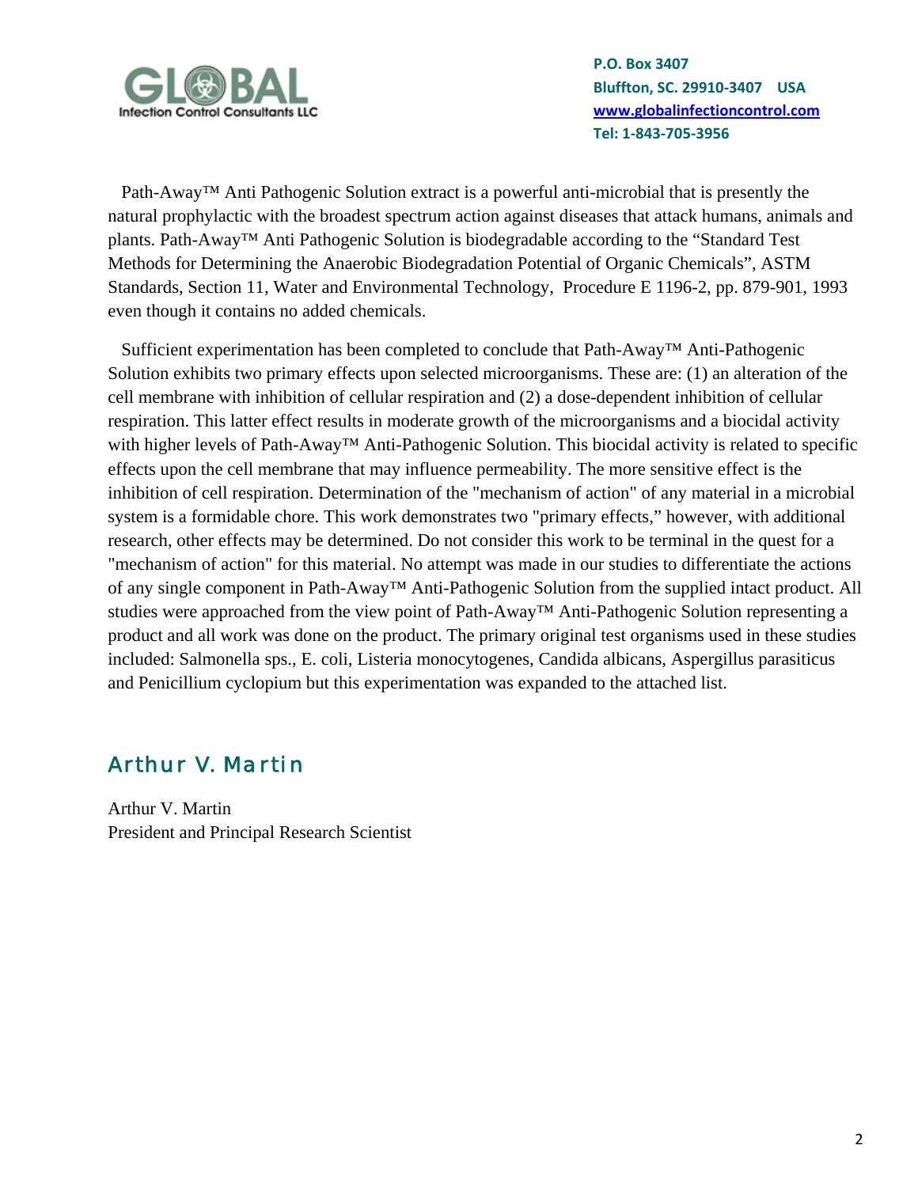**P.O. Box 3407**
**Bluffton, SC. 29910-3407 USA**
**[www.globalinfectioncontrol.com](http://www.globalinfectioncontrol.com)**
**Tel: 1-843-705-3956**

Path-Away™ Anti Pathogenic Solution extract is a powerful anti-microbial that is presently the natural prophylactic with the broadest spectrum action against diseases that attack humans, animals and plants. Path-Away™ Anti Pathogenic Solution is biodegradable according to the "Standard Test Methods for Determining the Anaerobic Biodegradation Potential of Organic Chemicals", ASTM Standards, Section 11, Water and Environmental Technology, Procedure E 1196-2, pp. 879-901, 1993 even though it contains no added chemicals.

Sufficient experimentation has been completed to conclude that Path-Away™ Anti-Pathogenic Solution exhibits two primary effects upon selected microorganisms. These are: (1) an alteration of the cell membrane with inhibition of cellular respiration and (2) a dose-dependent inhibition of cellular respiration. This latter effect results in moderate growth of the microorganisms and a biocidal activity with higher levels of Path-Away™ Anti-Pathogenic Solution. This biocidal activity is related to specific effects upon the cell membrane that may influence permeability. The more sensitive effect is the inhibition of cell respiration. Determination of the "mechanism of action" of any material in a microbial system is a formidable chore. This work demonstrates two "primary effects," however, with additional research, other effects may be determined. Do not consider this work to be terminal in the quest for a "mechanism of action" for this material. No attempt was made in our studies to differentiate the actions of any single component in Path-Away™ Anti-Pathogenic Solution from the supplied intact product. All studies were approached from the view point of Path-Away™ Anti-Pathogenic Solution representing a product and all work was done on the product. The primary original test organisms used in these studies included: Salmonella sps., E. coli, Listeria monocytogenes, Candida albicans, Aspergillus parasiticus and Penicillium cyclopium but this experimentation was expanded to the attached list.

Arthur V. Martin

Arthur V. Martin
President and Principal Research Scientist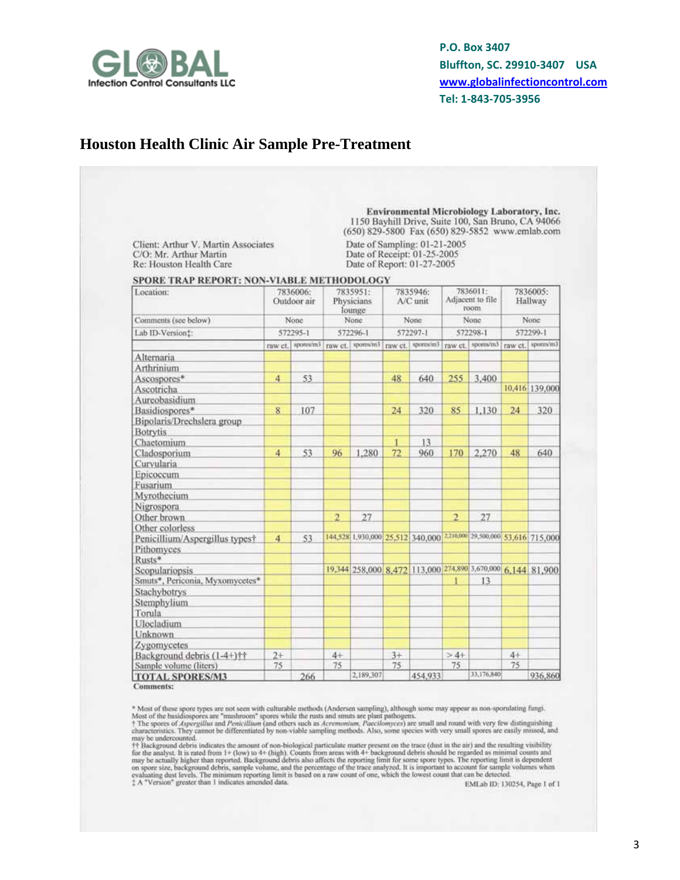P.O. Box 3407
Bluffton, SC. 29910-3407 USA
www.globalinfectioncontrol.com
Tel: 1-843-705-3956

# Houston Health Clinic Air Sample Pre-Treatment

**Environmental Microbiology Laboratory, Inc.**
1150 Bayhill Drive, Suite 100, San Bruno, CA 94066
(650) 829-5800 Fax (650) 829-5852 www.emlab.com

Client: Arthur V. Martin Associates
C/O: Mr. Arthur Martin
Re: Houston Health Care

Date of Sampling: 01-21-2005
Date of Receipt: 01-25-2005
Date of Report: 01-27-2005

**SPORE TRAP REPORT: NON-VIABLE METHODOLOGY**

| Location: | 7836006: Outdoor air | | 7835951: Physicians lounge | | 7835946: A/C unit | | 7836011: Adjacent to file room | | 7836005: Hallway | |
|---|---|---|---|---|---|---|---|---|---|---|
| Comments (see below) | None | | None | | None | | None | | None | |
| Lab ID-Version‡: | 572295-1 | | 572296-1 | | 572297-1 | | 572298-1 | | 572299-1 | |
| | raw ct. | spores/m3 | raw ct. | spores/m3 | raw ct. | spores/m3 | raw ct. | spores/m3 | raw ct. | spores/m3 |
| Alternaria | | | | | | | | | | |
| Arthrinium | | | | | | | | | | |
| Ascospores* | 4 | 53 | | | 48 | 640 | 255 | 3,400 | | |
| Ascotricha | | | | | | | | | 10,416 | 139,000 |
| Aureobasidium | | | | | | | | | | |
| Basidiospores* | 8 | 107 | | | 24 | 320 | 85 | 1,130 | 24 | 320 |
| Bipolaris/Drechslera group | | | | | | | | | | |
| Botrytis | | | | | | | | | | |
| Chaetomium | | | | | 1 | 13 | | | | |
| Cladosporium | 4 | 53 | 96 | 1,280 | 72 | 960 | 170 | 2,270 | 48 | 640 |
| Curvularia | | | | | | | | | | |
| Epicoccum | | | | | | | | | | |
| Fusarium | | | | | | | | | | |
| Myrothecium | | | | | | | | | | |
| Nigrospora | | | | | | | | | | |
| Other brown | | | 2 | 27 | | | 2 | 27 | | |
| Other colorless | | | | | | | | | | |
| Penicillium/Aspergillus types† | 4 | 53 | 144,528 | 1,930,000 | 25,512 | 340,000 | 2,210,000 | 29,500,000 | 53,616 | 715,000 |
| Pithomyces | | | | | | | | | | |
| Rusts* | | | | | | | | | | |
| Scopulariopsis | | | 19,344 | 258,000 | 8,472 | 113,000 | 274,890 | 3,670,000 | 6,144 | 81,900 |
| Smuts*, Periconia, Myxomycetes* | | | | | | | 1 | 13 | | |
| Stachybotrys | | | | | | | | | | |
| Stemphylium | | | | | | | | | | |
| Torula | | | | | | | | | | |
| Ulocladium | | | | | | | | | | |
| Unknown | | | | | | | | | | |
| Zygomycetes | | | | | | | | | | |
| Background debris (1-4+)†† | 2+ | | 4+ | | 3+ | | > 4+ | | 4+ | |
| Sample volume (liters) | 75 | | 75 | | 75 | | 75 | | 75 | |
| **TOTAL SPORES/M3** | | 266 | | 2,189,307 | | 454,933 | | 33,176,840 | | 936,860 |

**Comments:**

\* Most of these spore types are not seen with culturable methods (Andersen sampling), although some may appear as non-sporulating fungi. Most of the basidiospores are "mushroom" spores while the rusts and smuts are plant pathogens.
† The spores of *Aspergillus* and *Penicillium* (and others such as *Acremonium, Paecilomyces*) are small and round with very few distinguishing characteristics. They cannot be differentiated by non-viable sampling methods. Also, some species with very small spores are easily missed, and may be undercounted.
†† Background debris indicates the amount of non-biological particulate matter present on the trace (dust in the air) and the resulting visibility for the analyst. It is rated from 1+ (low) to 4+ (high). Counts from areas with 4+ background debris should be regarded as minimal counts and may be actually higher than reported. Background debris also affects the reporting limit for some spore types. The reporting limit is dependent on spore size, background debris, sample volume, and the percentage of the trace analyzed. It is important to account for sample volumes when evaluating dust levels. The minimum reporting limit is based on a raw count of one, which the lowest count that can be detected.
‡ A "Version" greater than 1 indicates amended data.

EMLab ID: 130254, Page 1 of 1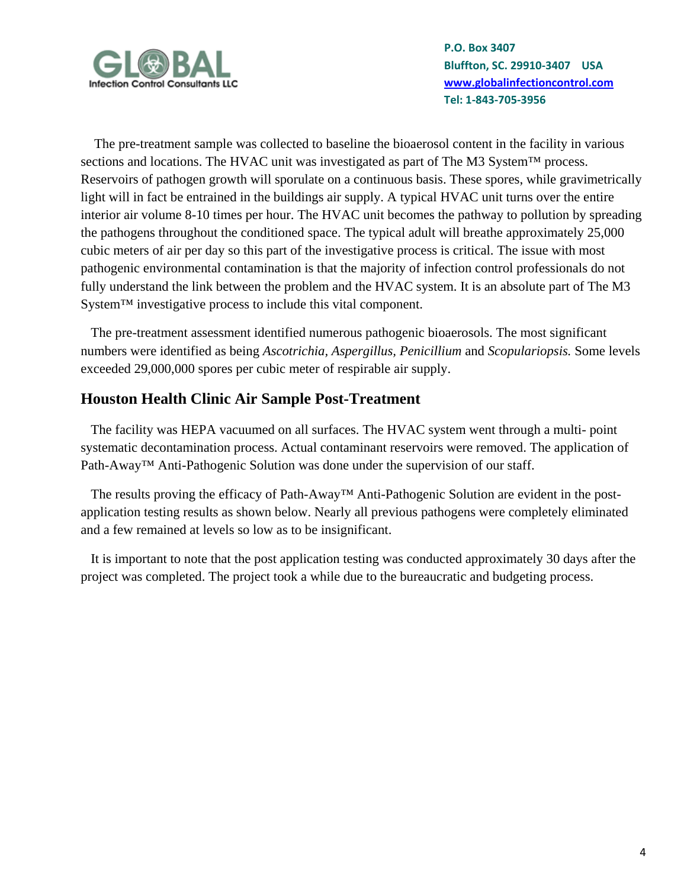The pre-treatment sample was collected to baseline the bioaerosol content in the facility in various sections and locations. The HVAC unit was investigated as part of The M3 System™ process. Reservoirs of pathogen growth will sporulate on a continuous basis. These spores, while gravimetrically light will in fact be entrained in the buildings air supply. A typical HVAC unit turns over the entire interior air volume 8-10 times per hour. The HVAC unit becomes the pathway to pollution by spreading the pathogens throughout the conditioned space. The typical adult will breathe approximately 25,000 cubic meters of air per day so this part of the investigative process is critical. The issue with most pathogenic environmental contamination is that the majority of infection control professionals do not fully understand the link between the problem and the HVAC system. It is an absolute part of The M3 System™ investigative process to include this vital component.

The pre-treatment assessment identified numerous pathogenic bioaerosols. The most significant numbers were identified as being *Ascotrichia*, *Aspergillus*, *Penicillium* and *Scopulariopsis.* Some levels exceeded 29,000,000 spores per cubic meter of respirable air supply.

## Houston Health Clinic Air Sample Post-Treatment

The facility was HEPA vacuumed on all surfaces. The HVAC system went through a multi- point systematic decontamination process. Actual contaminant reservoirs were removed. The application of Path-Away™ Anti-Pathogenic Solution was done under the supervision of our staff.

The results proving the efficacy of Path-Away™ Anti-Pathogenic Solution are evident in the post-application testing results as shown below. Nearly all previous pathogens were completely eliminated and a few remained at levels so low as to be insignificant.

It is important to note that the post application testing was conducted approximately 30 days after the project was completed. The project took a while due to the bureaucratic and budgeting process.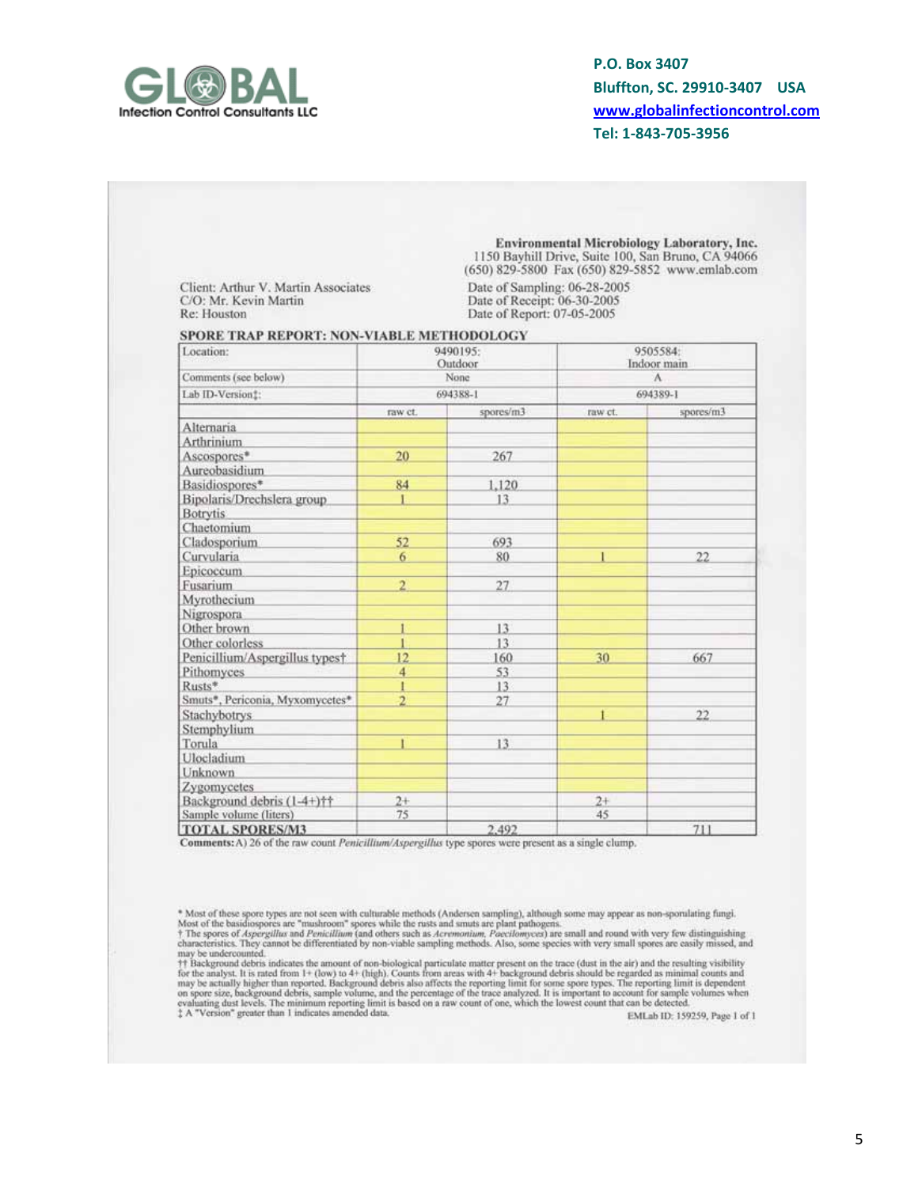**P.O. Box 3407**
**Bluffton, SC. 29910-3407 USA**
**www.globalinfectioncontrol.com**
**Tel: 1-843-705-3956**

**Environmental Microbiology Laboratory, Inc.**
1150 Bayhill Drive, Suite 100, San Bruno, CA 94066
(650) 829-5800 Fax (650) 829-5852 www.emlab.com

Client: Arthur V. Martin Associates
C/O: Mr. Kevin Martin
Re: Houston

Date of Sampling: 06-28-2005
Date of Receipt: 06-30-2005
Date of Report: 07-05-2005

## SPORE TRAP REPORT: NON-VIABLE METHODOLOGY

| Location: | 9490195: Outdoor | | 9505584: Indoor main | |
|---|---|---|---|---|
| Comments (see below) | None | | A | |
| Lab ID-Version‡: | 694388-1 | | 694389-1 | |
| | raw ct. | spores/m3 | raw ct. | spores/m3 |
| Alternaria | | | | |
| Arthrinium | | | | |
| Ascospores* | 20 | 267 | | |
| Aureobasidium | | | | |
| Basidiospores* | 84 | 1,120 | | |
| Bipolaris/Drechslera group | 1 | 13 | | |
| Botrytis | | | | |
| Chaetomium | | | | |
| Cladosporium | 52 | 693 | | |
| Curvularia | 6 | 80 | 1 | 22 |
| Epicoccum | | | | |
| Fusarium | 2 | 27 | | |
| Myrothecium | | | | |
| Nigrospora | | | | |
| Other brown | 1 | 13 | | |
| Other colorless | 1 | 13 | | |
| Penicillium/Aspergillus types† | 12 | 160 | 30 | 667 |
| Pithomyces | 4 | 53 | | |
| Rusts* | 1 | 13 | | |
| Smuts*, Periconia, Myxomycetes* | 2 | 27 | | |
| Stachybotrys | | | 1 | 22 |
| Stemphylium | | | | |
| Torula | 1 | 13 | | |
| Ulocladium | | | | |
| Unknown | | | | |
| Zygomycetes | | | | |
| Background debris (1-4+)†† | 2+ | | 2+ | |
| Sample volume (liters) | 75 | | 45 | |
| **TOTAL SPORES/M3** | | 2,492 | | 711 |

**Comments:** A) 26 of the raw count *Penicillium/Aspergillus* type spores were present as a single clump.

\* Most of these spore types are not seen with culturable methods (Andersen sampling), although some may appear as non-sporulating fungi. Most of the basidiospores are "mushroom" spores while the rusts and smuts are plant pathogens.
† The spores of *Aspergillus* and *Penicillium* (and others such as *Acremonium, Paecilomyces*) are small and round with very few distinguishing characteristics. They cannot be differentiated by non-viable sampling methods. Also, some species with very small spores are easily missed, and may be undercounted.
†† Background debris indicates the amount of non-biological particulate matter present on the trace (dust in the air) and the resulting visibility for the analyst. It is rated from 1+ (low) to 4+ (high). Counts from areas with 4+ background debris should be regarded as minimal counts and may be actually higher than reported. Background debris also affects the reporting limit for some spore types. The reporting limit is dependent on spore size, background debris, sample volume, and the percentage of the trace analyzed. It is important to account for sample volumes when evaluating dust levels. The minimum reporting limit is based on a raw count of one, which the lowest count that can be detected.
‡ A "Version" greater than 1 indicates amended data.

EMLab ID: 159259, Page 1 of 1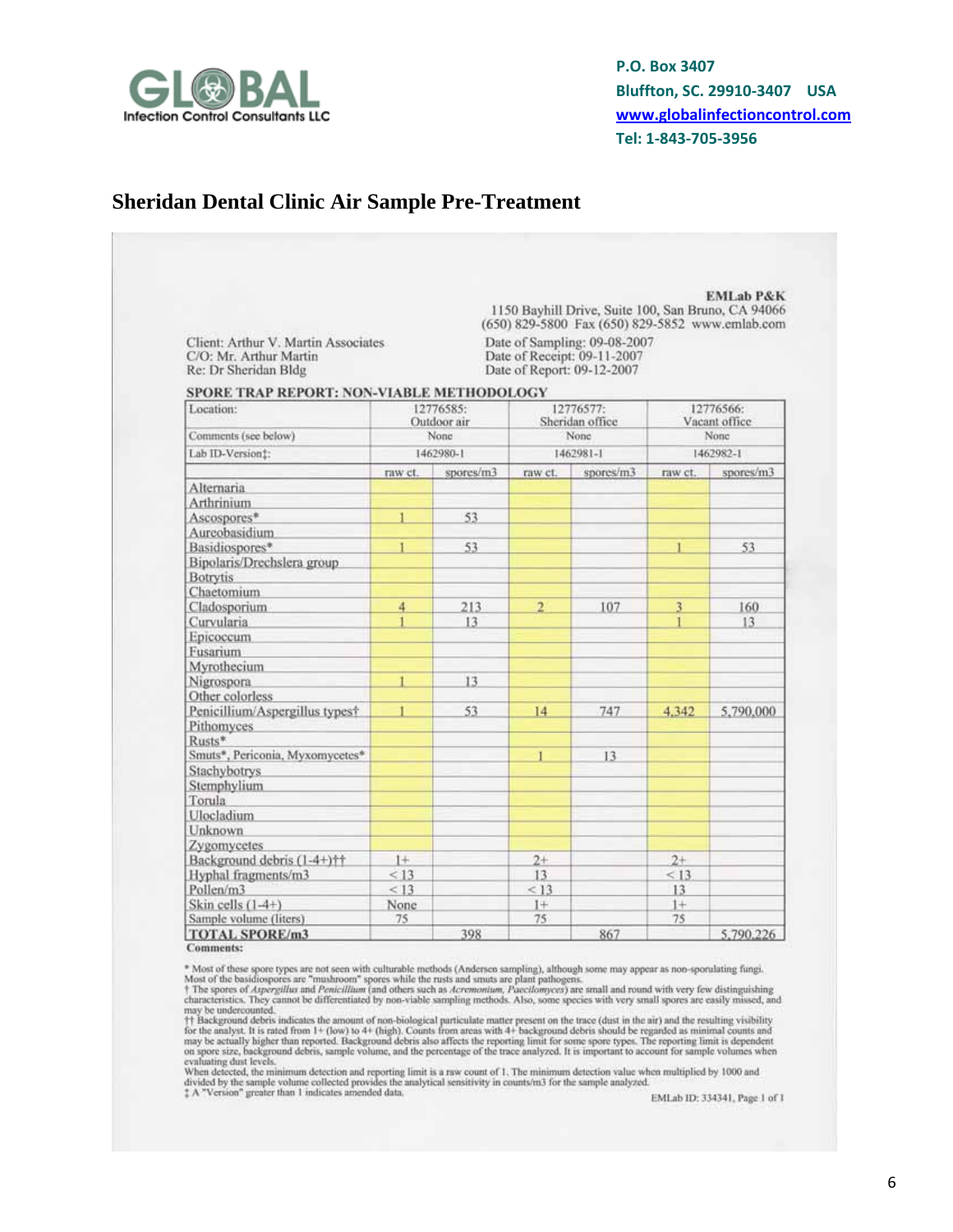P.O. Box 3407
Bluffton, SC. 29910-3407 USA
www.globalinfectioncontrol.com
Tel: 1-843-705-3956

## Sheridan Dental Clinic Air Sample Pre-Treatment

**EMLab P&K**
1150 Bayhill Drive, Suite 100, San Bruno, CA 94066
(650) 829-5800 Fax (650) 829-5852 www.emlab.com

Client: Arthur V. Martin Associates
C/O: Mr. Arthur Martin
Re: Dr Sheridan Bldg

Date of Sampling: 09-08-2007
Date of Receipt: 09-11-2007
Date of Report: 09-12-2007

**SPORE TRAP REPORT: NON-VIABLE METHODOLOGY**

| Location: | 12776585: Outdoor air | | 12776577: Sheridan office | | 12776566: Vacant office | |
|---|---|---|---|---|---|---|
| Comments (see below) | None | | None | | None | |
| Lab ID-Version‡: | 1462980-1 | | 1462981-1 | | 1462982-1 | |
| | raw ct. | spores/m3 | raw ct. | spores/m3 | raw ct. | spores/m3 |
| Alternaria | | | | | | |
| Arthrinium | | | | | | |
| Ascospores* | 1 | 53 | | | | |
| Aureobasidium | | | | | | |
| Basidiospores* | 1 | 53 | | | 1 | 53 |
| Bipolaris/Drechslera group | | | | | | |
| Botrytis | | | | | | |
| Chaetomium | | | | | | |
| Cladosporium | 4 | 213 | 2 | 107 | 3 | 160 |
| Curvularia | 1 | 13 | | | 1 | 13 |
| Epicoccum | | | | | | |
| Fusarium | | | | | | |
| Myrothecium | | | | | | |
| Nigrospora | 1 | 13 | | | | |
| Other colorless | | | | | | |
| Penicillium/Aspergillus types† | 1 | 53 | 14 | 747 | 4,342 | 5,790,000 |
| Pithomyces | | | | | | |
| Rusts* | | | | | | |
| Smuts*, Periconia, Myxomycetes* | | | 1 | 13 | | |
| Stachybotrys | | | | | | |
| Stemphylium | | | | | | |
| Torula | | | | | | |
| Ulocladium | | | | | | |
| Unknown | | | | | | |
| Zygomycetes | | | | | | |
| Background debris (1-4+)†† | 1+ | | 2+ | | 2+ | |
| Hyphal fragments/m3 | < 13 | | 13 | | < 13 | |
| Pollen/m3 | < 13 | | < 13 | | 13 | |
| Skin cells (1-4+) | None | | 1+ | | 1+ | |
| Sample volume (liters) | 75 | | 75 | | 75 | |
| **TOTAL SPORE/m3** | | 398 | | 867 | | 5,790,226 |

**Comments:**

* Most of these spore types are not seen with culturable methods (Andersen sampling), although some may appear as non-sporulating fungi. Most of the basidiospores are "mushroom" spores while the rusts and smuts are plant pathogens.
† The spores of *Aspergillus* and *Penicillium* (and others such as *Acremonium, Paecilomyces*) are small and round with very few distinguishing characteristics. They cannot be differentiated by non-viable sampling methods. Also, some species with very small spores are easily missed, and may be undercounted.
†† Background debris indicates the amount of non-biological particulate matter present on the trace (dust in the air) and the resulting visibility for the analyst. It is rated from 1+ (low) to 4+ (high). Counts from areas with 4+ background debris should be regarded as minimal counts and may be actually higher than reported. Background debris also affects the reporting limit for some spore types. The reporting limit is dependent on spore size, background debris, sample volume, and the percentage of the trace analyzed. It is important to account for sample volumes when evaluating dust levels.
When detected, the minimum detection and reporting limit is a raw count of 1. The minimum detection value when multiplied by 1000 and divided by the sample volume collected provides the analytical sensitivity in counts/m3 for the sample analyzed.
‡ A "Version" greater than 1 indicates amended data.

EMLab ID: 334341, Page 1 of 1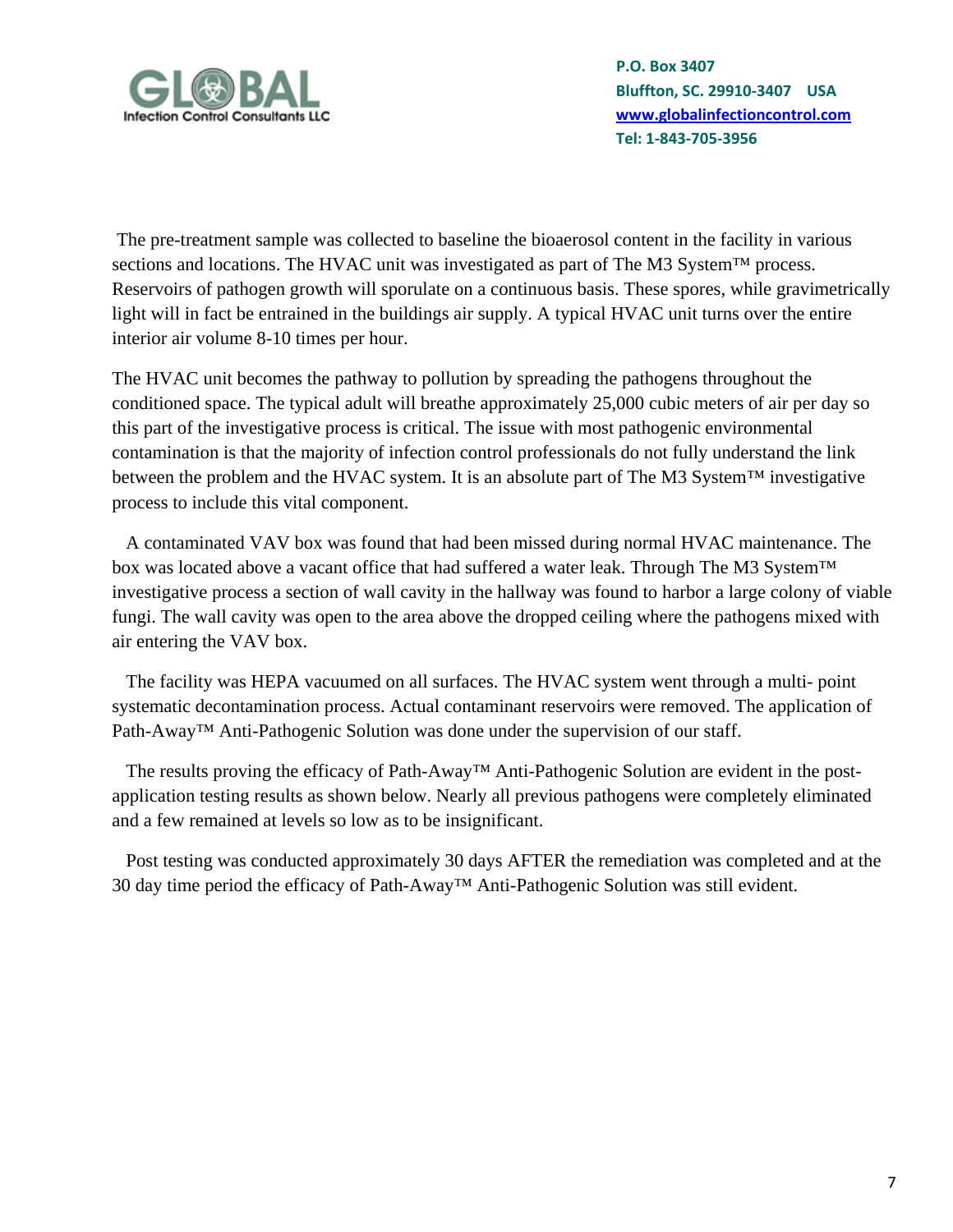The pre-treatment sample was collected to baseline the bioaerosol content in the facility in various sections and locations. The HVAC unit was investigated as part of The M3 System™ process. Reservoirs of pathogen growth will sporulate on a continuous basis. These spores, while gravimetrically light will in fact be entrained in the buildings air supply. A typical HVAC unit turns over the entire interior air volume 8-10 times per hour.

The HVAC unit becomes the pathway to pollution by spreading the pathogens throughout the conditioned space. The typical adult will breathe approximately 25,000 cubic meters of air per day so this part of the investigative process is critical. The issue with most pathogenic environmental contamination is that the majority of infection control professionals do not fully understand the link between the problem and the HVAC system. It is an absolute part of The M3 System™ investigative process to include this vital component.

A contaminated VAV box was found that had been missed during normal HVAC maintenance. The box was located above a vacant office that had suffered a water leak. Through The M3 System™ investigative process a section of wall cavity in the hallway was found to harbor a large colony of viable fungi. The wall cavity was open to the area above the dropped ceiling where the pathogens mixed with air entering the VAV box.

The facility was HEPA vacuumed on all surfaces. The HVAC system went through a multi- point systematic decontamination process. Actual contaminant reservoirs were removed. The application of Path-Away™ Anti-Pathogenic Solution was done under the supervision of our staff.

The results proving the efficacy of Path-Away™ Anti-Pathogenic Solution are evident in the post-application testing results as shown below. Nearly all previous pathogens were completely eliminated and a few remained at levels so low as to be insignificant.

Post testing was conducted approximately 30 days AFTER the remediation was completed and at the 30 day time period the efficacy of Path-Away™ Anti-Pathogenic Solution was still evident.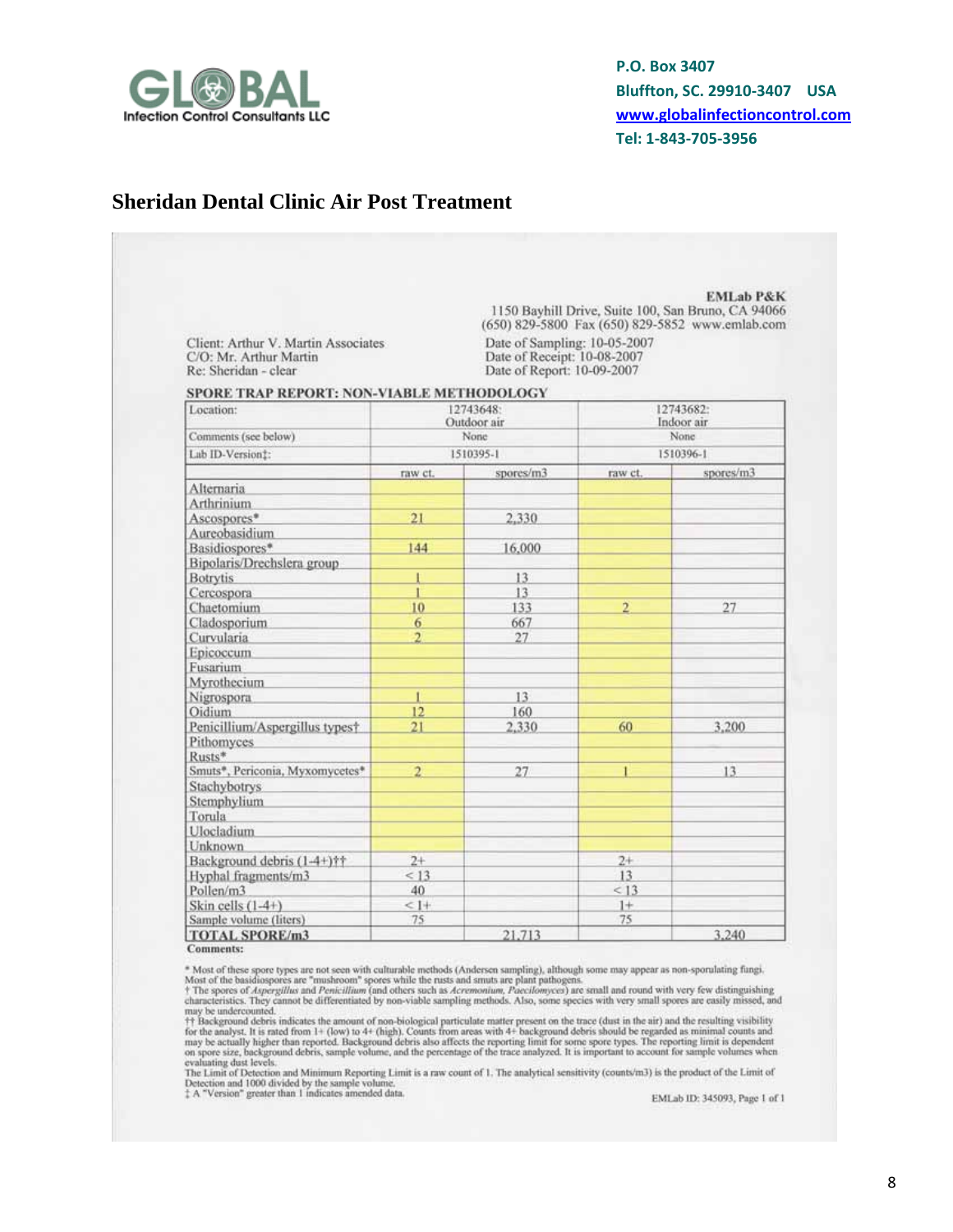GLOBAL Infection Control Consultants LLC

**P.O. Box 3407**
**Bluffton, SC. 29910-3407 USA**
**www.globalinfectioncontrol.com**
**Tel: 1-843-705-3956**

## Sheridan Dental Clinic Air Post Treatment

**EMLab P&K**
1150 Bayhill Drive, Suite 100, San Bruno, CA 94066
(650) 829-5800 Fax (650) 829-5852 www.emlab.com

Client: Arthur V. Martin Associates
C/O: Mr. Arthur Martin
Re: Sheridan - clear

Date of Sampling: 10-05-2007
Date of Receipt: 10-08-2007
Date of Report: 10-09-2007

**SPORE TRAP REPORT: NON-VIABLE METHODOLOGY**

| Location: | 12743648: Outdoor air | | 12743682: Indoor air | |
|---|---|---|---|---|
| Comments (see below) | None | | None | |
| Lab ID-Version‡: | 1510395-1 | | 1510396-1 | |
| | raw ct. | spores/m3 | raw ct. | spores/m3 |
| Alternaria | | | | |
| Arthrinium | | | | |
| Ascospores* | 21 | 2,330 | | |
| Aureobasidium | | | | |
| Basidiospores* | 144 | 16,000 | | |
| Bipolaris/Drechslera group | | | | |
| Botrytis | 1 | 13 | | |
| Cercospora | 1 | 13 | | |
| Chaetomium | 10 | 133 | 2 | 27 |
| Cladosporium | 6 | 667 | | |
| Curvularia | 2 | 27 | | |
| Epicoccum | | | | |
| Fusarium | | | | |
| Myrothecium | | | | |
| Nigrospora | 1 | 13 | | |
| Oidium | 12 | 160 | | |
| Penicillium/Aspergillus types† | 21 | 2,330 | 60 | 3,200 |
| Pithomyces | | | | |
| Rusts* | | | | |
| Smuts*, Periconia, Myxomycetes* | 2 | 27 | 1 | 13 |
| Stachybotrys | | | | |
| Stemphylium | | | | |
| Torula | | | | |
| Ulocladium | | | | |
| Unknown | | | | |
| Background debris (1-4+)†† | 2+ | | 2+ | |
| Hyphal fragments/m3 | < 13 | | 13 | |
| Pollen/m3 | 40 | | < 13 | |
| Skin cells (1-4+) | < 1+ | | 1+ | |
| Sample volume (liters) | 75 | | 75 | |
| **TOTAL SPORE/m3** | | 21,713 | | 3,240 |

**Comments:**

\* Most of these spore types are not seen with culturable methods (Andersen sampling), although some may appear as non-sporulating fungi. Most of the basidiospores are "mushroom" spores while the rusts and smuts are plant pathogens.
† The spores of *Aspergillus* and *Penicillium* (and others such as *Acremonium, Paecilomyces*) are small and round with very few distinguishing characteristics. They cannot be differentiated by non-viable sampling methods. Also, some species with very small spores are easily missed, and may be undercounted.
†† Background debris indicates the amount of non-biological particulate matter present on the trace (dust in the air) and the resulting visibility for the analyst. It is rated from 1+ (low) to 4+ (high). Counts from areas with 4+ background debris should be regarded as minimal counts and may be actually higher than reported. Background debris also affects the reporting limit for some spore types. The reporting limit is dependent on spore size, background debris, sample volume, and the percentage of the trace analyzed. It is important to account for sample volumes when evaluating dust levels.
The Limit of Detection and Minimum Reporting Limit is a raw count of 1. The analytical sensitivity (counts/m3) is the product of the Limit of Detection and 1000 divided by the sample volume.
‡ A "Version" greater than 1 indicates amended data.

EMLab ID: 345093, Page 1 of 1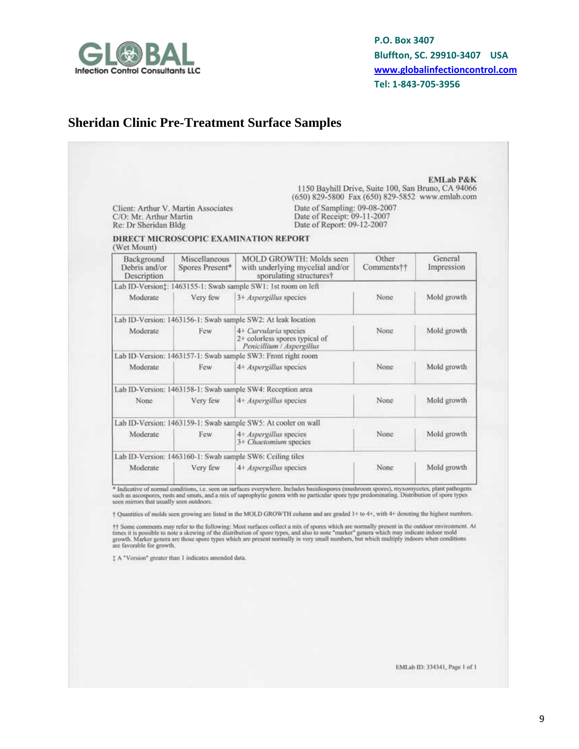GLOBAL Infection Control Consultants LLC

**P.O. Box 3407**
**Bluffton, SC. 29910-3407 USA**
**www.globalinfectioncontrol.com**
**Tel: 1-843-705-3956**

## Sheridan Clinic Pre-Treatment Surface Samples

**EMLab P&K**
1150 Bayhill Drive, Suite 100, San Bruno, CA 94066
(650) 829-5800 Fax (650) 829-5852 www.emlab.com

Client: Arthur V. Martin Associates
C/O: Mr. Arthur Martin
Re: Dr Sheridan Bldg

Date of Sampling: 09-08-2007
Date of Receipt: 09-11-2007
Date of Report: 09-12-2007

**DIRECT MICROSCOPIC EXAMINATION REPORT**
(Wet Mount)

| Background Debris and/or Description | Miscellaneous Spores Present* | MOLD GROWTH: Molds seen with underlying mycelial and/or sporulating structures† | Other Comments†† | General Impression |
|---|---|---|---|---|
| Lab ID-Version‡: 1463155-1: Swab sample SW1: 1st room on left | | | | |
| Moderate | Very few | 3+ *Aspergillus* species | None | Mold growth |
| Lab ID-Version: 1463156-1: Swab sample SW2: At leak location | | | | |
| Moderate | Few | 4+ *Curvularia* species<br>2+ colorless spores typical of *Penicillium / Aspergillus* | None | Mold growth |
| Lab ID-Version: 1463157-1: Swab sample SW3: Front right room | | | | |
| Moderate | Few | 4+ *Aspergillus* species | None | Mold growth |
| Lab ID-Version: 1463158-1: Swab sample SW4: Reception area | | | | |
| None | Very few | 4+ *Aspergillus* species | None | Mold growth |
| Lab ID-Version: 1463159-1: Swab sample SW5: At cooler on wall | | | | |
| Moderate | Few | 4+ *Aspergillus* species<br>3+ *Chaetomium* species | None | Mold growth |
| Lab ID-Version: 1463160-1: Swab sample SW6: Ceiling tiles | | | | |
| Moderate | Very few | 4+ *Aspergillus* species | None | Mold growth |

\* Indicative of normal conditions, i.e. seen on surfaces everywhere. Includes basidiospores (mushroom spores), myxomycetes, plant pathogens such as ascospores, rusts and smuts, and a mix of saprophytic genera with no particular spore type predominating. Distribution of spore types seen mirrors that usually seen outdoors.

† Quantities of molds seen growing are listed in the MOLD GROWTH column and are graded 1+ to 4+, with 4+ denoting the highest numbers.

†† Some comments may refer to the following: Most surfaces collect a mix of spores which are normally present in the outdoor environment. At times it is possible to note a skewing of the distribution of spore types, and also to note "marker" genera which may indicate indoor mold growth. Marker genera are those spore types which are present normally in very small numbers, but which multiply indoors when conditions are favorable for growth.

‡ A "Version" greater than 1 indicates amended data.

EMLab ID: 334341, Page 1 of 1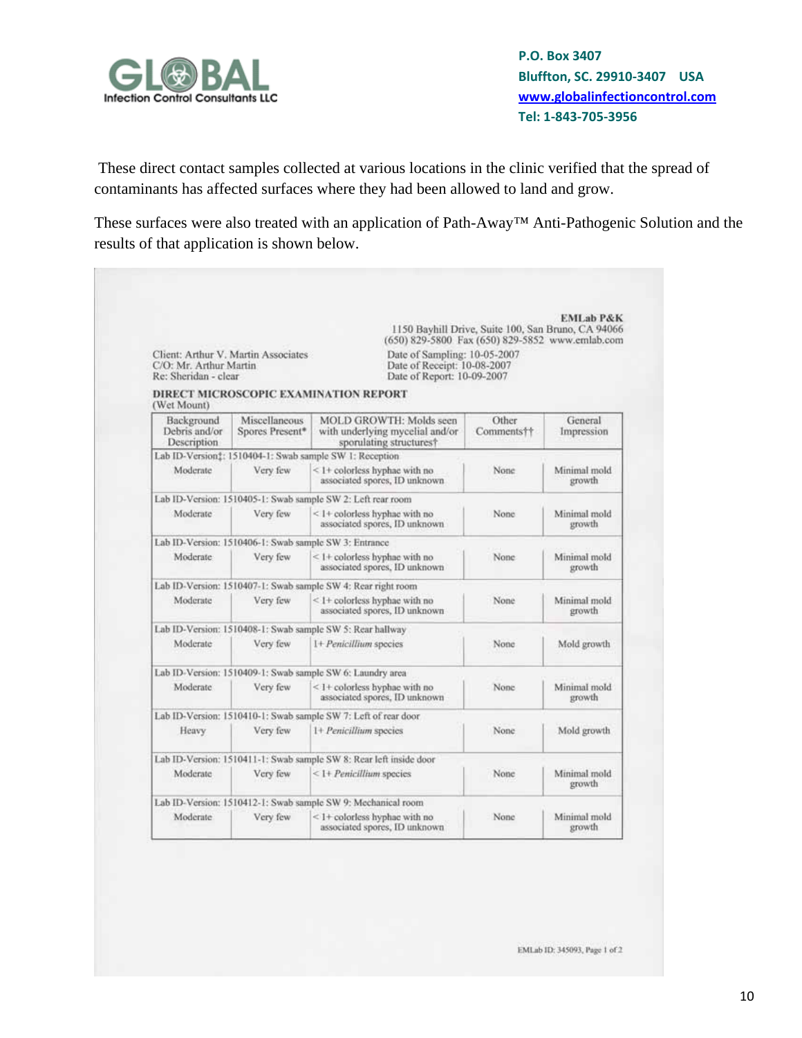These direct contact samples collected at various locations in the clinic verified that the spread of contaminants has affected surfaces where they had been allowed to land and grow.

These surfaces were also treated with an application of Path-Away™ Anti-Pathogenic Solution and the results of that application is shown below.

**EMLab P&K**
1150 Bayhill Drive, Suite 100, San Bruno, CA 94066
(650) 829-5800 Fax (650) 829-5852 www.emlab.com

Client: Arthur V. Martin Associates
C/O: Mr. Arthur Martin
Re: Sheridan - clear

Date of Sampling: 10-05-2007
Date of Receipt: 10-08-2007
Date of Report: 10-09-2007

**DIRECT MICROSCOPIC EXAMINATION REPORT**
(Wet Mount)

| Background Debris and/or Description | Miscellaneous Spores Present* | MOLD GROWTH: Molds seen with underlying mycelial and/or sporulating structures† | Other Comments†† | General Impression |
|---|---|---|---|---|
| Lab ID-Version‡: 1510404-1: Swab sample SW 1: Reception | | | | |
| Moderate | Very few | < 1+ colorless hyphae with no associated spores, ID unknown | None | Minimal mold growth |
| Lab ID-Version: 1510405-1: Swab sample SW 2: Left rear room | | | | |
| Moderate | Very few | < 1+ colorless hyphae with no associated spores, ID unknown | None | Minimal mold growth |
| Lab ID-Version: 1510406-1: Swab sample SW 3: Entrance | | | | |
| Moderate | Very few | < 1+ colorless hyphae with no associated spores, ID unknown | None | Minimal mold growth |
| Lab ID-Version: 1510407-1: Swab sample SW 4: Rear right room | | | | |
| Moderate | Very few | < 1+ colorless hyphae with no associated spores, ID unknown | None | Minimal mold growth |
| Lab ID-Version: 1510408-1: Swab sample SW 5: Rear hallway | | | | |
| Moderate | Very few | 1+ *Penicillium* species | None | Mold growth |
| Lab ID-Version: 1510409-1: Swab sample SW 6: Laundry area | | | | |
| Moderate | Very few | < 1+ colorless hyphae with no associated spores, ID unknown | None | Minimal mold growth |
| Lab ID-Version: 1510410-1: Swab sample SW 7: Left of rear door | | | | |
| Heavy | Very few | 1+ *Penicillium* species | None | Mold growth |
| Lab ID-Version: 1510411-1: Swab sample SW 8: Rear left inside door | | | | |
| Moderate | Very few | < 1+ *Penicillium* species | None | Minimal mold growth |
| Lab ID-Version: 1510412-1: Swab sample SW 9: Mechanical room | | | | |
| Moderate | Very few | < 1+ colorless hyphae with no associated spores, ID unknown | None | Minimal mold growth |

EMLab ID: 345093, Page 1 of 2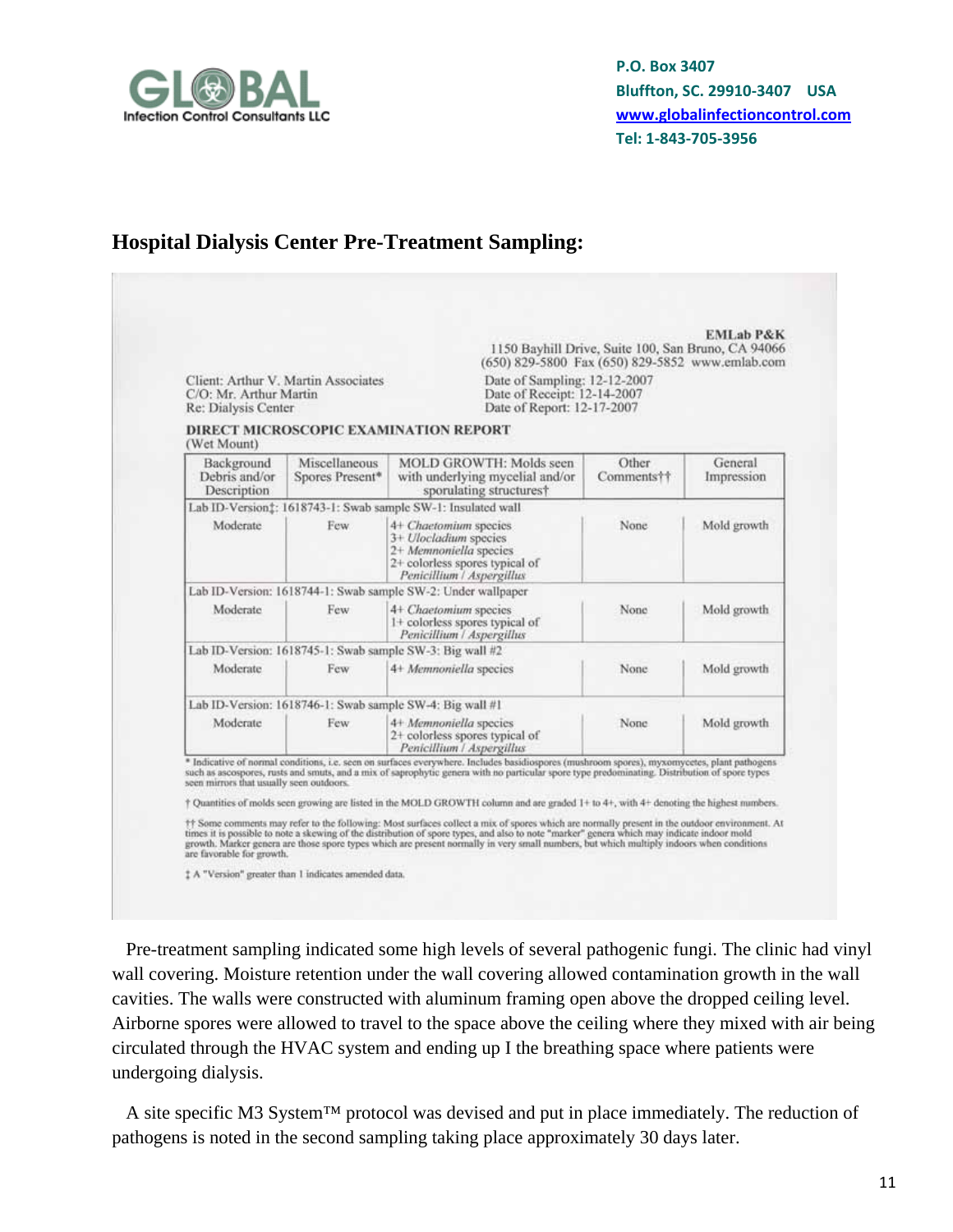## Hospital Dialysis Center Pre-Treatment Sampling:

**EMLab P&K**
1150 Bayhill Drive, Suite 100, San Bruno, CA 94066
(650) 829-5800 Fax (650) 829-5852 www.emlab.com

Client: Arthur V. Martin Associates
C/O: Mr. Arthur Martin
Re: Dialysis Center

Date of Sampling: 12-12-2007
Date of Receipt: 12-14-2007
Date of Report: 12-17-2007

**DIRECT MICROSCOPIC EXAMINATION REPORT**
(Wet Mount)

| Background Debris and/or Description | Miscellaneous Spores Present* | MOLD GROWTH: Molds seen with underlying mycelial and/or sporulating structures† | Other Comments†† | General Impression |
|---|---|---|---|---|
| Lab ID-Version‡: 1618743-1: Swab sample SW-1: Insulated wall | | | | |
| Moderate | Few | 4+ *Chaetomium* species<br>3+ *Ulocladium* species<br>2+ *Memnoniella* species<br>2+ colorless spores typical of *Penicillium / Aspergillus* | None | Mold growth |
| Lab ID-Version: 1618744-1: Swab sample SW-2: Under wallpaper | | | | |
| Moderate | Few | 4+ *Chaetomium* species<br>1+ colorless spores typical of *Penicillium / Aspergillus* | None | Mold growth |
| Lab ID-Version: 1618745-1: Swab sample SW-3: Big wall #2 | | | | |
| Moderate | Few | 4+ *Memnoniella* species | None | Mold growth |
| Lab ID-Version: 1618746-1: Swab sample SW-4: Big wall #1 | | | | |
| Moderate | Few | 4+ *Memnoniella* species<br>2+ colorless spores typical of *Penicillium / Aspergillus* | None | Mold growth |

\* Indicative of normal conditions, i.e. seen on surfaces everywhere. Includes basidiospores (mushroom spores), myxomycetes, plant pathogens such as ascospores, rusts and smuts, and a mix of saprophytic genera with no particular spore type predominating. Distribution of spore types seen mirrors that usually seen outdoors.

† Quantities of molds seen growing are listed in the MOLD GROWTH column and are graded 1+ to 4+, with 4+ denoting the highest numbers.

†† Some comments may refer to the following: Most surfaces collect a mix of spores which are normally present in the outdoor environment. At times it is possible to note a skewing of the distribution of spore types, and also to note "marker" genera which may indicate indoor mold growth. Marker genera are those spore types which are present normally in very small numbers, but which multiply indoors when conditions are favorable for growth.

‡ A "Version" greater than 1 indicates amended data.

Pre-treatment sampling indicated some high levels of several pathogenic fungi. The clinic had vinyl wall covering. Moisture retention under the wall covering allowed contamination growth in the wall cavities. The walls were constructed with aluminum framing open above the dropped ceiling level. Airborne spores were allowed to travel to the space above the ceiling where they mixed with air being circulated through the HVAC system and ending up I the breathing space where patients were undergoing dialysis.

A site specific M3 System™ protocol was devised and put in place immediately. The reduction of pathogens is noted in the second sampling taking place approximately 30 days later.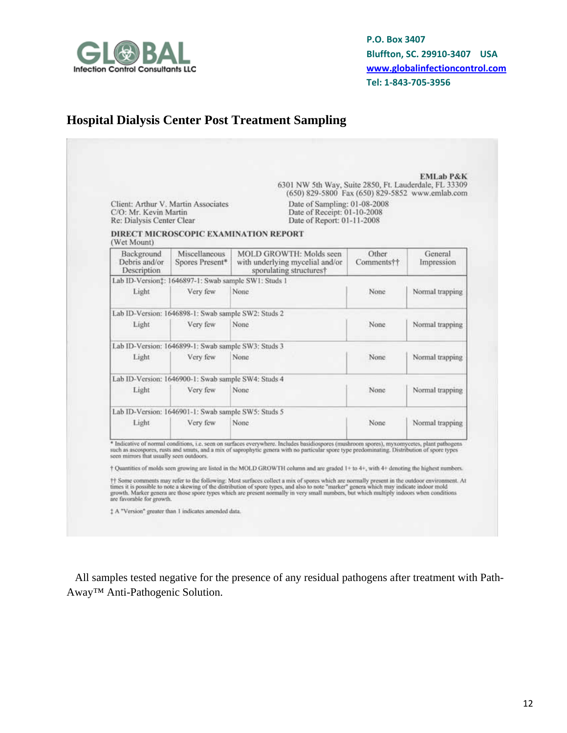P.O. Box 3407
Bluffton, SC. 29910-3407 USA
www.globalinfectioncontrol.com
Tel: 1-843-705-3956

## Hospital Dialysis Center Post Treatment Sampling

**EMLab P&K**
6301 NW 5th Way, Suite 2850, Ft. Lauderdale, FL 33309
(650) 829-5800 Fax (650) 829-5852 www.emlab.com

Client: Arthur V. Martin Associates
C/O: Mr. Kevin Martin
Re: Dialysis Center Clear

Date of Sampling: 01-08-2008
Date of Receipt: 01-10-2008
Date of Report: 01-11-2008

**DIRECT MICROSCOPIC EXAMINATION REPORT**
(Wet Mount)

| Background Debris and/or Description | Miscellaneous Spores Present* | MOLD GROWTH: Molds seen with underlying mycelial and/or sporulating structures† | Other Comments†† | General Impression |
|---|---|---|---|---|
| Lab ID-Version‡: 1646897-1: Swab sample SW1: Studs 1 | | | | |
| Light | Very few | None | None | Normal trapping |
| Lab ID-Version: 1646898-1: Swab sample SW2: Studs 2 | | | | |
| Light | Very few | None | None | Normal trapping |
| Lab ID-Version: 1646899-1: Swab sample SW3: Studs 3 | | | | |
| Light | Very few | None | None | Normal trapping |
| Lab ID-Version: 1646900-1: Swab sample SW4: Studs 4 | | | | |
| Light | Very few | None | None | Normal trapping |
| Lab ID-Version: 1646901-1: Swab sample SW5: Studs 5 | | | | |
| Light | Very few | None | None | Normal trapping |

* Indicative of normal conditions, i.e. seen on surfaces everywhere. Includes basidiospores (mushroom spores), myxomycetes, plant pathogens such as ascospores, rusts and smuts, and a mix of saprophytic genera with no particular spore type predominating. Distribution of spore types seen mirrors that usually seen outdoors.

† Quantities of molds seen growing are listed in the MOLD GROWTH column and are graded 1+ to 4+, with 4+ denoting the highest numbers.

†† Some comments may refer to the following: Most surfaces collect a mix of spores which are normally present in the outdoor environment. At times it is possible to note a skewing of the distribution of spore types, and also to note "marker" genera which may indicate indoor mold growth. Marker genera are those spore types which are present normally in very small numbers, but which multiply indoors when conditions are favorable for growth.

‡ A "Version" greater than 1 indicates amended data.

All samples tested negative for the presence of any residual pathogens after treatment with Path-Away™ Anti-Pathogenic Solution.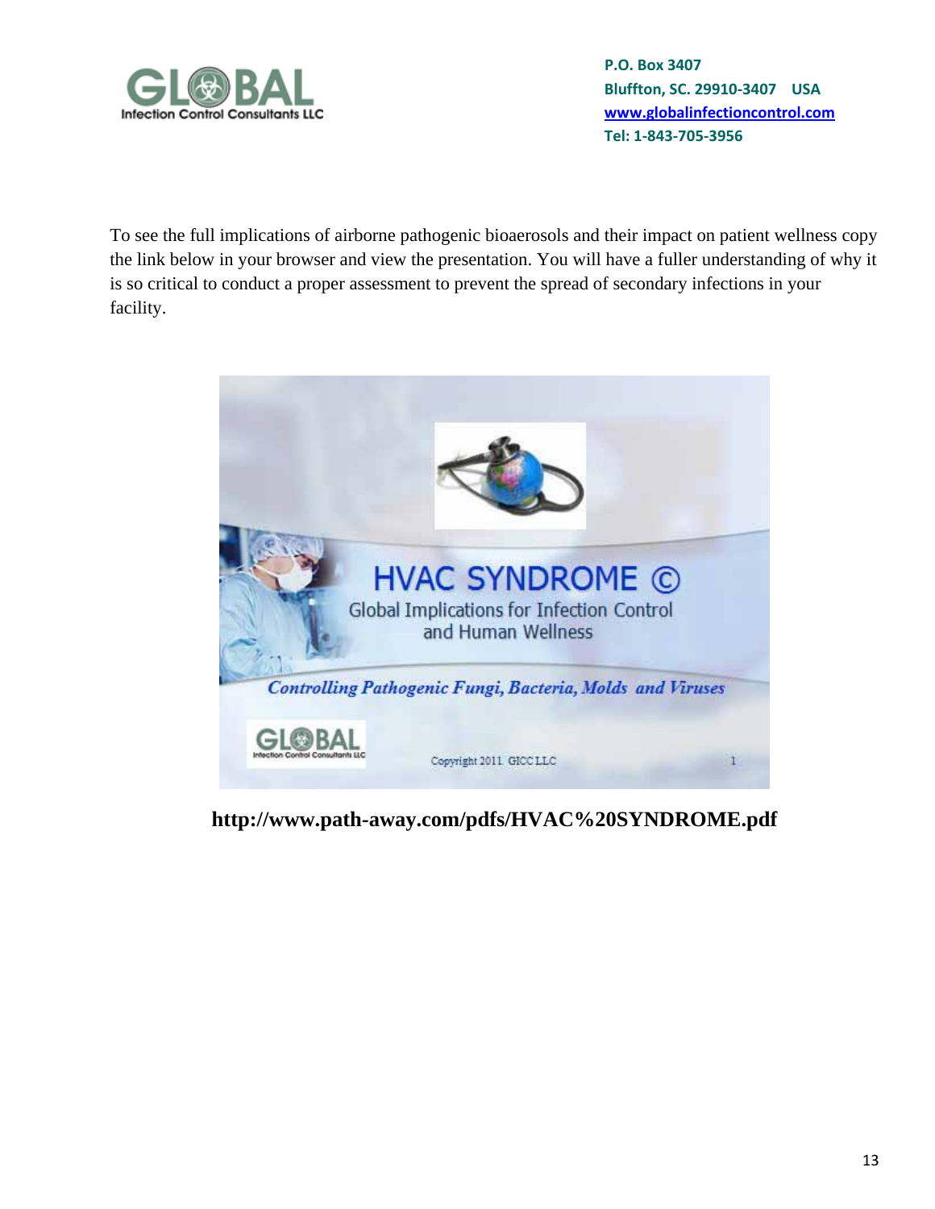To see the full implications of airborne pathogenic bioaerosols and their impact on patient wellness copy the link below in your browser and view the presentation. You will have a fuller understanding of why it is so critical to conduct a proper assessment to prevent the spread of secondary infections in your facility.

HVAC SYNDROME ©

Global Implications for Infection Control and Human Wellness

*Controlling Pathogenic Fungi, Bacteria, Molds and Viruses*

GLOBAL Infection Control Consultants LLC

Copyright 2011 GICC LLC

1

**http://www.path-away.com/pdfs/HVAC%20SYNDROME.pdf**